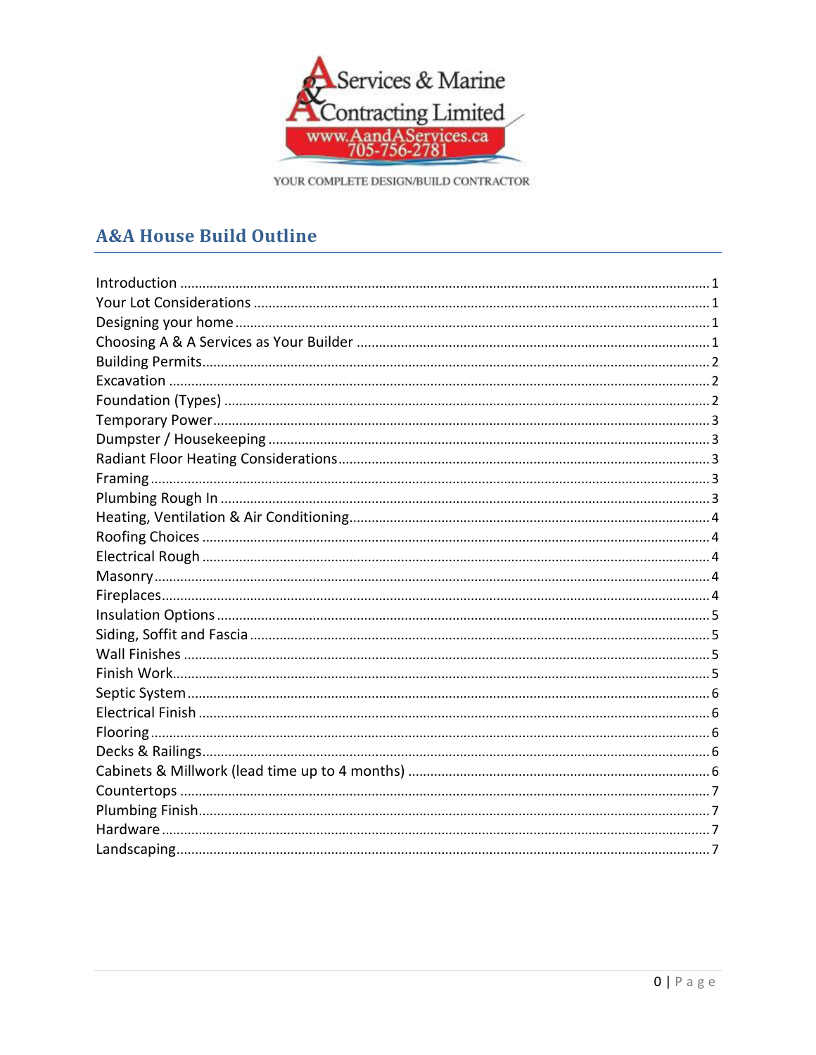A Services & Marine
& A Contracting Limited
www.AandAServices.ca
705-756-2781

YOUR COMPLETE DESIGN/BUILD CONTRACTOR

# A&A House Build Outline

Introduction ........................................ 1
Your Lot Considerations ........................................ 1
Designing your home ........................................ 1
Choosing A & A Services as Your Builder ........................................ 1
Building Permits ........................................ 2
Excavation ........................................ 2
Foundation (Types) ........................................ 2
Temporary Power ........................................ 3
Dumpster / Housekeeping ........................................ 3
Radiant Floor Heating Considerations ........................................ 3
Framing ........................................ 3
Plumbing Rough In ........................................ 3
Heating, Ventilation & Air Conditioning ........................................ 4
Roofing Choices ........................................ 4
Electrical Rough ........................................ 4
Masonry ........................................ 4
Fireplaces ........................................ 4
Insulation Options ........................................ 5
Siding, Soffit and Fascia ........................................ 5
Wall Finishes ........................................ 5
Finish Work ........................................ 5
Septic System ........................................ 6
Electrical Finish ........................................ 6
Flooring ........................................ 6
Decks & Railings ........................................ 6
Cabinets & Millwork (lead time up to 4 months) ........................................ 6
Countertops ........................................ 7
Plumbing Finish ........................................ 7
Hardware ........................................ 7
Landscaping ........................................ 7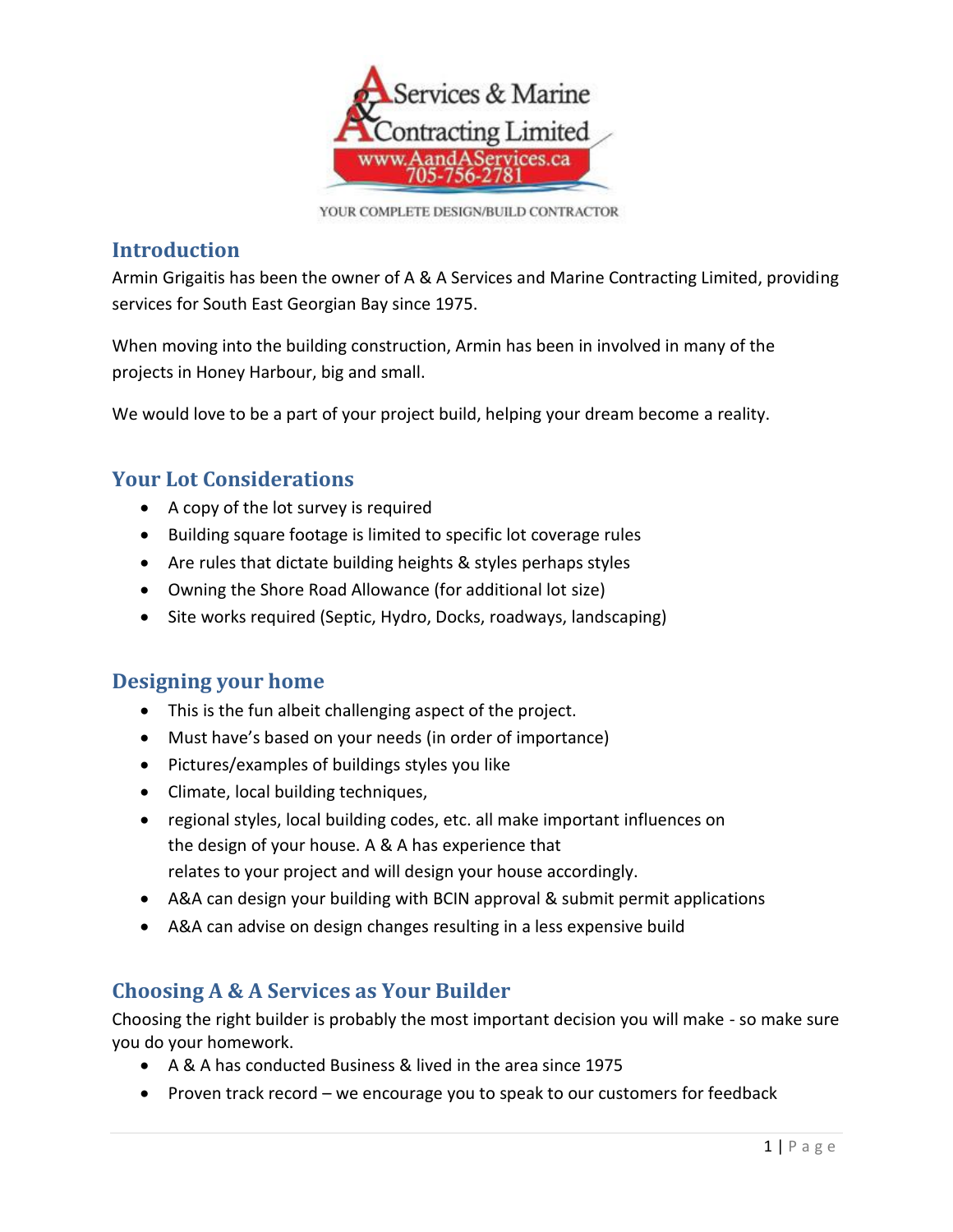A Services & Marine
& A Contracting Limited
www.AandAServices.ca
705-756-2781

YOUR COMPLETE DESIGN/BUILD CONTRACTOR

## Introduction

Armin Grigaitis has been the owner of A & A Services and Marine Contracting Limited, providing services for South East Georgian Bay since 1975.

When moving into the building construction, Armin has been in involved in many of the projects in Honey Harbour, big and small.

We would love to be a part of your project build, helping your dream become a reality.

## Your Lot Considerations

- A copy of the lot survey is required
- Building square footage is limited to specific lot coverage rules
- Are rules that dictate building heights & styles perhaps styles
- Owning the Shore Road Allowance (for additional lot size)
- Site works required (Septic, Hydro, Docks, roadways, landscaping)

## Designing your home

- This is the fun albeit challenging aspect of the project.
- Must have's based on your needs (in order of importance)
- Pictures/examples of buildings styles you like
- Climate, local building techniques,
- regional styles, local building codes, etc. all make important influences on the design of your house. A & A has experience that relates to your project and will design your house accordingly.
- A&A can design your building with BCIN approval & submit permit applications
- A&A can advise on design changes resulting in a less expensive build

## Choosing A & A Services as Your Builder

Choosing the right builder is probably the most important decision you will make - so make sure you do your homework.

- A & A has conducted Business & lived in the area since 1975
- Proven track record – we encourage you to speak to our customers for feedback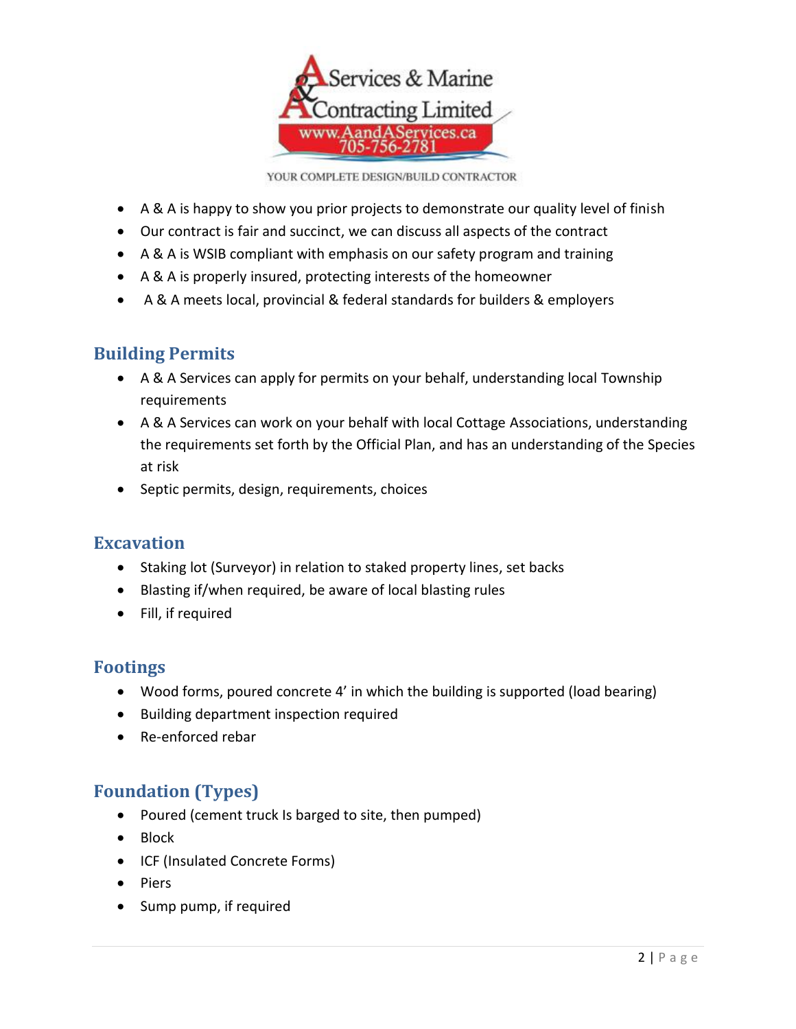A & A Services & Marine Contracting Limited
www.AandAServices.ca
705-756-2781

YOUR COMPLETE DESIGN/BUILD CONTRACTOR

- A & A is happy to show you prior projects to demonstrate our quality level of finish
- Our contract is fair and succinct, we can discuss all aspects of the contract
- A & A is WSIB compliant with emphasis on our safety program and training
- A & A is properly insured, protecting interests of the homeowner
- A & A meets local, provincial & federal standards for builders & employers

## Building Permits

- A & A Services can apply for permits on your behalf, understanding local Township requirements
- A & A Services can work on your behalf with local Cottage Associations, understanding the requirements set forth by the Official Plan, and has an understanding of the Species at risk
- Septic permits, design, requirements, choices

## Excavation

- Staking lot (Surveyor) in relation to staked property lines, set backs
- Blasting if/when required, be aware of local blasting rules
- Fill, if required

## Footings

- Wood forms, poured concrete 4' in which the building is supported (load bearing)
- Building department inspection required
- Re-enforced rebar

## Foundation (Types)

- Poured (cement truck Is barged to site, then pumped)
- Block
- ICF (Insulated Concrete Forms)
- Piers
- Sump pump, if required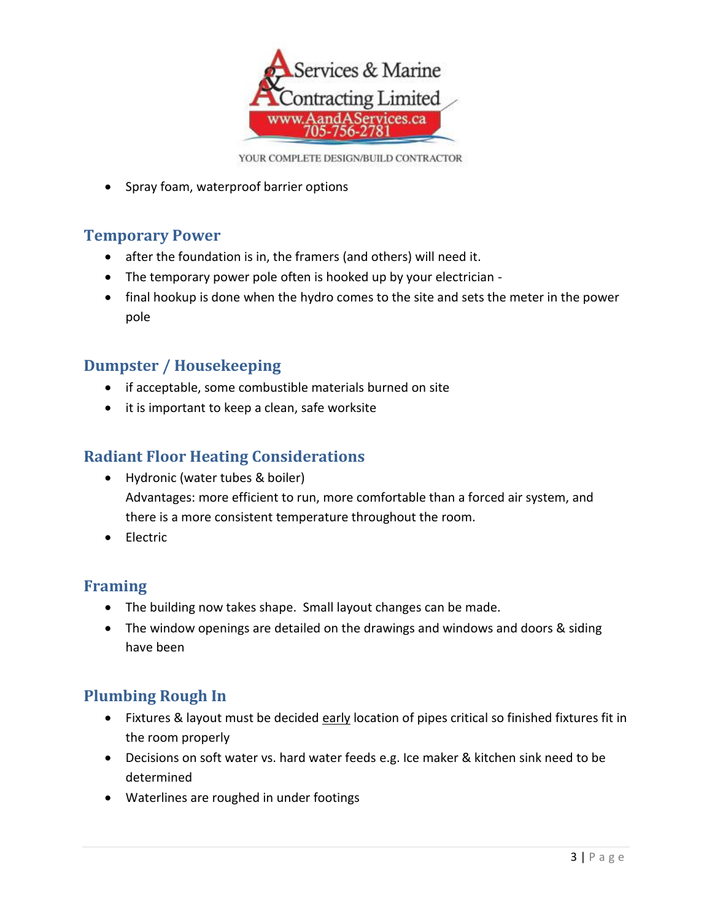- Spray foam, waterproof barrier options

## Temporary Power

- after the foundation is in, the framers (and others) will need it.
- The temporary power pole often is hooked up by your electrician -
- final hookup is done when the hydro comes to the site and sets the meter in the power pole

## Dumpster / Housekeeping

- if acceptable, some combustible materials burned on site
- it is important to keep a clean, safe worksite

## Radiant Floor Heating Considerations

- Hydronic (water tubes & boiler)
  Advantages: more efficient to run, more comfortable than a forced air system, and there is a more consistent temperature throughout the room.
- Electric

## Framing

- The building now takes shape. Small layout changes can be made.
- The window openings are detailed on the drawings and windows and doors & siding have been

## Plumbing Rough In

- Fixtures & layout must be decided <u>early</u> location of pipes critical so finished fixtures fit in the room properly
- Decisions on soft water vs. hard water feeds e.g. Ice maker & kitchen sink need to be determined
- Waterlines are roughed in under footings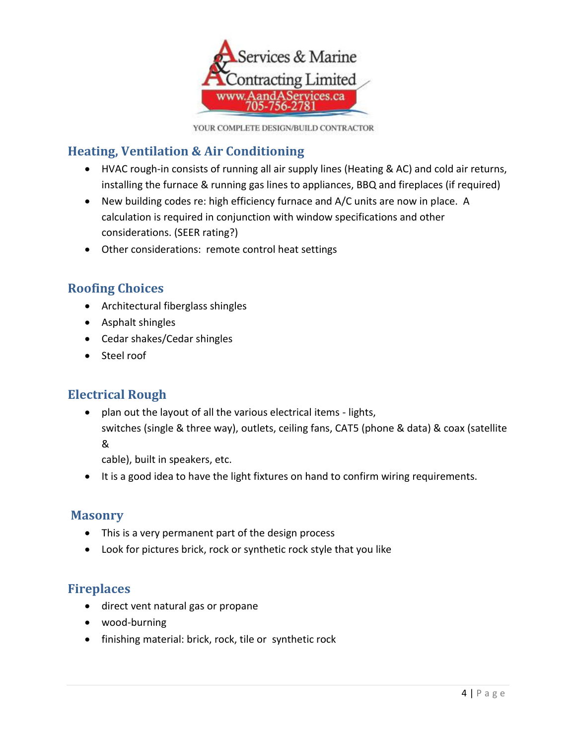## Heating, Ventilation & Air Conditioning

- HVAC rough-in consists of running all air supply lines (Heating & AC) and cold air returns, installing the furnace & running gas lines to appliances, BBQ and fireplaces (if required)
- New building codes re: high efficiency furnace and A/C units are now in place. A calculation is required in conjunction with window specifications and other considerations. (SEER rating?)
- Other considerations: remote control heat settings

## Roofing Choices

- Architectural fiberglass shingles
- Asphalt shingles
- Cedar shakes/Cedar shingles
- Steel roof

## Electrical Rough

- plan out the layout of all the various electrical items - lights, switches (single & three way), outlets, ceiling fans, CAT5 (phone & data) & coax (satellite & cable), built in speakers, etc.
- It is a good idea to have the light fixtures on hand to confirm wiring requirements.

## Masonry

- This is a very permanent part of the design process
- Look for pictures brick, rock or synthetic rock style that you like

## Fireplaces

- direct vent natural gas or propane
- wood-burning
- finishing material: brick, rock, tile or synthetic rock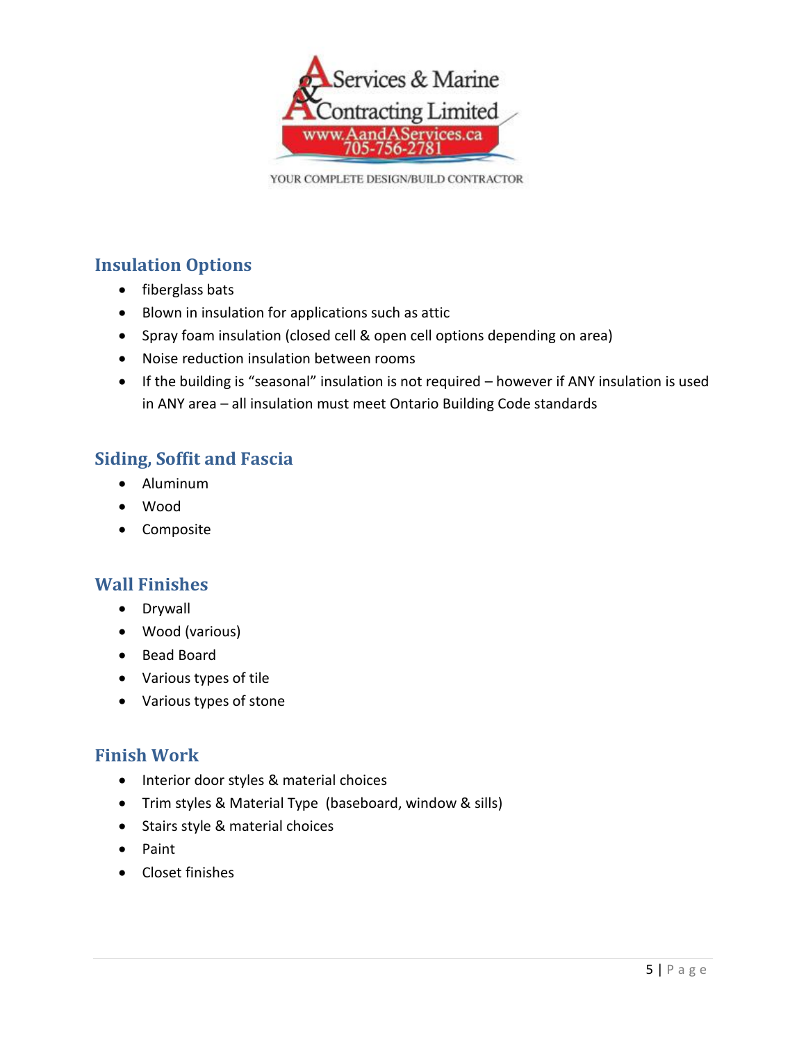## Insulation Options

- fiberglass bats
- Blown in insulation for applications such as attic
- Spray foam insulation (closed cell & open cell options depending on area)
- Noise reduction insulation between rooms
- If the building is "seasonal" insulation is not required – however if ANY insulation is used in ANY area – all insulation must meet Ontario Building Code standards

## Siding, Soffit and Fascia

- Aluminum
- Wood
- Composite

## Wall Finishes

- Drywall
- Wood (various)
- Bead Board
- Various types of tile
- Various types of stone

## Finish Work

- Interior door styles & material choices
- Trim styles & Material Type (baseboard, window & sills)
- Stairs style & material choices
- Paint
- Closet finishes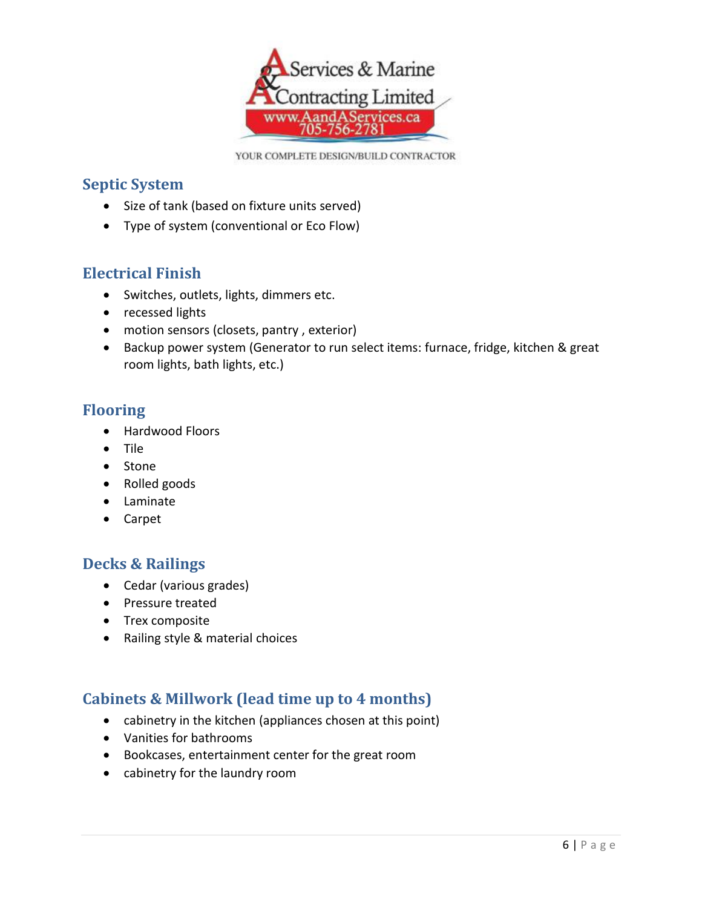## Septic System

- Size of tank (based on fixture units served)
- Type of system (conventional or Eco Flow)

## Electrical Finish

- Switches, outlets, lights, dimmers etc.
- recessed lights
- motion sensors (closets, pantry , exterior)
- Backup power system (Generator to run select items: furnace, fridge, kitchen & great room lights, bath lights, etc.)

## Flooring

- Hardwood Floors
- Tile
- Stone
- Rolled goods
- Laminate
- Carpet

## Decks & Railings

- Cedar (various grades)
- Pressure treated
- Trex composite
- Railing style & material choices

## Cabinets & Millwork (lead time up to 4 months)

- cabinetry in the kitchen (appliances chosen at this point)
- Vanities for bathrooms
- Bookcases, entertainment center for the great room
- cabinetry for the laundry room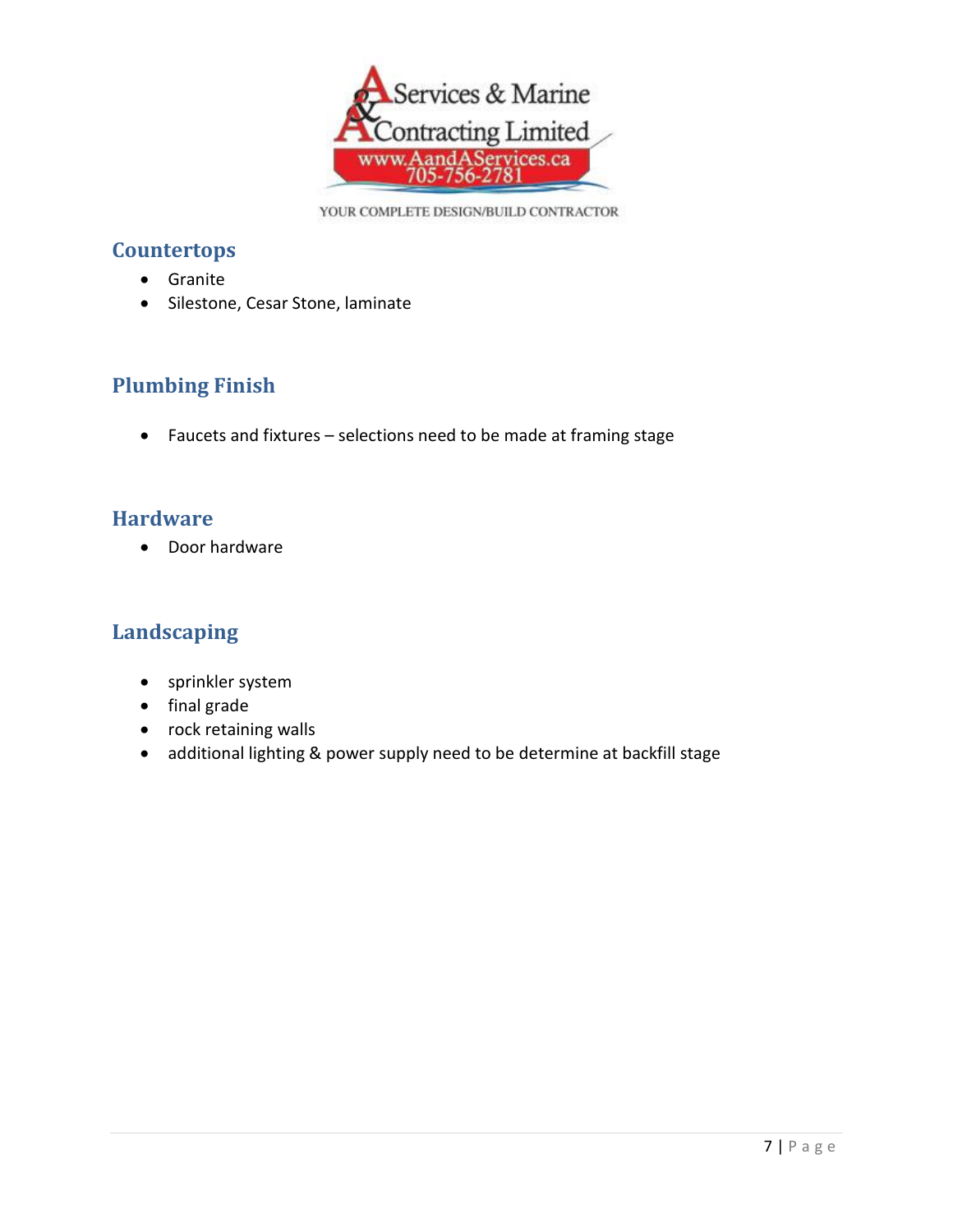## Countertops

- Granite
- Silestone, Cesar Stone, laminate

## Plumbing Finish

- Faucets and fixtures – selections need to be made at framing stage

## Hardware

- Door hardware

## Landscaping

- sprinkler system
- final grade
- rock retaining walls
- additional lighting & power supply need to be determine at backfill stage